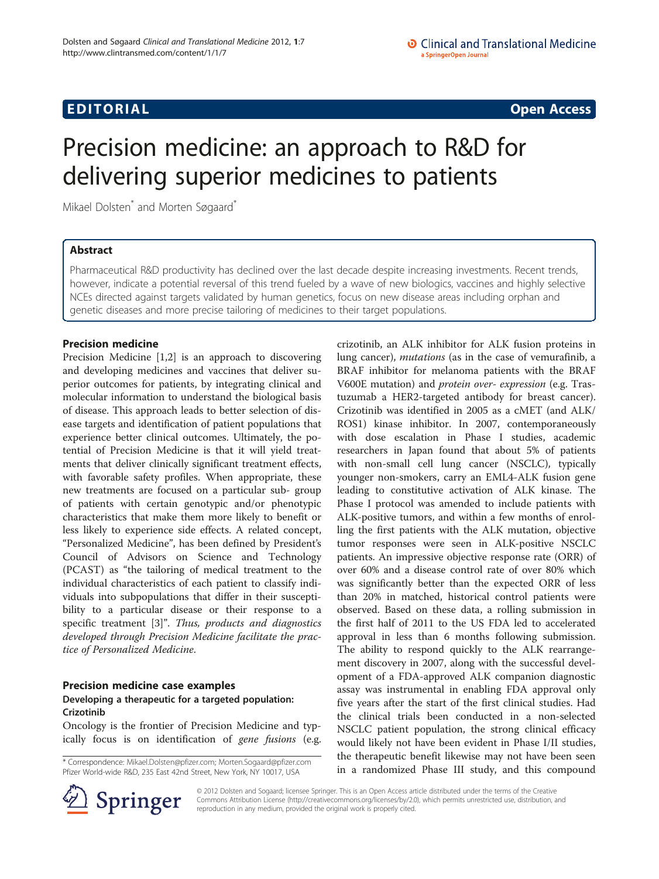**EDITORIAL** **Open Access**

# Precision medicine: an approach to R&D for delivering superior medicines to patients

Mikael Dolsten* and Morten Søgaard*

## Abstract

Pharmaceutical R&D productivity has declined over the last decade despite increasing investments. Recent trends, however, indicate a potential reversal of this trend fueled by a wave of new biologics, vaccines and highly selective NCEs directed against targets validated by human genetics, focus on new disease areas including orphan and genetic diseases and more precise tailoring of medicines to their target populations.

## Precision medicine

Precision Medicine [1,2] is an approach to discovering and developing medicines and vaccines that deliver superior outcomes for patients, by integrating clinical and molecular information to understand the biological basis of disease. This approach leads to better selection of disease targets and identification of patient populations that experience better clinical outcomes. Ultimately, the potential of Precision Medicine is that it will yield treatments that deliver clinically significant treatment effects, with favorable safety profiles. When appropriate, these new treatments are focused on a particular sub- group of patients with certain genotypic and/or phenotypic characteristics that make them more likely to benefit or less likely to experience side effects. A related concept, "Personalized Medicine", has been defined by President's Council of Advisors on Science and Technology (PCAST) as "the tailoring of medical treatment to the individual characteristics of each patient to classify individuals into subpopulations that differ in their susceptibility to a particular disease or their response to a specific treatment [3]". *Thus, products and diagnostics developed through Precision Medicine facilitate the practice of Personalized Medicine.*

## Precision medicine case examples

### Developing a therapeutic for a targeted population: Crizotinib

Oncology is the frontier of Precision Medicine and typically focus is on identification of *gene fusions* (e.g. crizotinib, an ALK inhibitor for ALK fusion proteins in lung cancer), *mutations* (as in the case of vemurafinib, a BRAF inhibitor for melanoma patients with the BRAF V600E mutation) and *protein over- expression* (e.g. Trastuzumab a HER2-targeted antibody for breast cancer). Crizotinib was identified in 2005 as a cMET (and ALK/ROS1) kinase inhibitor. In 2007, contemporaneously with dose escalation in Phase I studies, academic researchers in Japan found that about 5% of patients with non-small cell lung cancer (NSCLC), typically younger non-smokers, carry an EML4-ALK fusion gene leading to constitutive activation of ALK kinase. The Phase I protocol was amended to include patients with ALK-positive tumors, and within a few months of enrolling the first patients with the ALK mutation, objective tumor responses were seen in ALK-positive NSCLC patients. An impressive objective response rate (ORR) of over 60% and a disease control rate of over 80% which was significantly better than the expected ORR of less than 20% in matched, historical control patients were observed. Based on these data, a rolling submission in the first half of 2011 to the US FDA led to accelerated approval in less than 6 months following submission. The ability to respond quickly to the ALK rearrangement discovery in 2007, along with the successful development of a FDA-approved ALK companion diagnostic assay was instrumental in enabling FDA approval only five years after the start of the first clinical studies. Had the clinical trials been conducted in a non-selected NSCLC patient population, the strong clinical efficacy would likely not have been evident in Phase I/II studies, the therapeutic benefit likewise may not have been seen in a randomized Phase III study, and this compound

\* Correspondence: Mikael.Dolsten@pfizer.com; Morten.Sogaard@pfizer.com
Pfizer World-wide R&D, 235 East 42nd Street, New York, NY 10017, USA

© 2012 Dolsten and Sogaard; licensee Springer. This is an Open Access article distributed under the terms of the Creative Commons Attribution License (http://creativecommons.org/licenses/by/2.0), which permits unrestricted use, distribution, and reproduction in any medium, provided the original work is properly cited.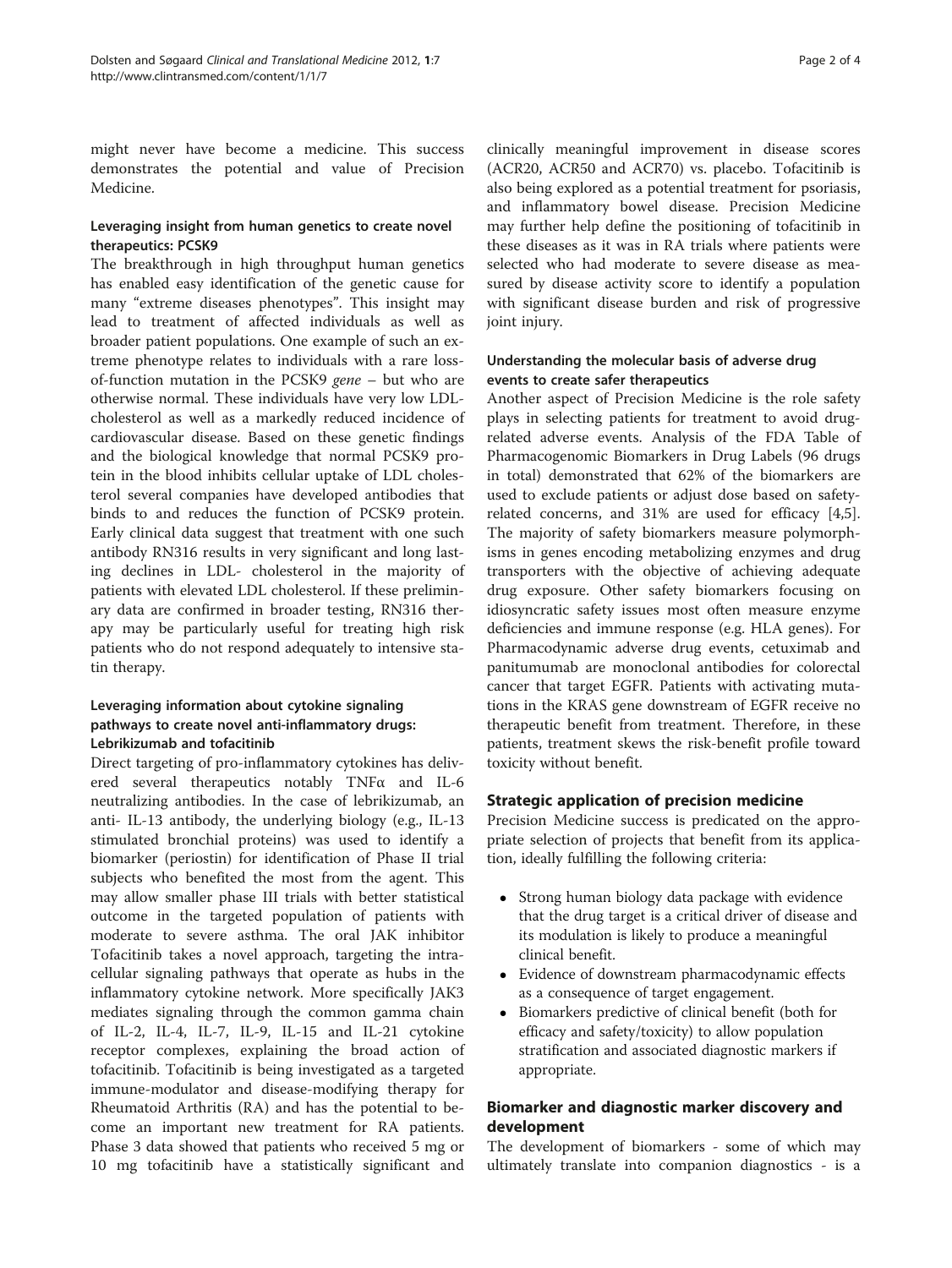might never have become a medicine. This success demonstrates the potential and value of Precision Medicine.

### Leveraging insight from human genetics to create novel therapeutics: PCSK9

The breakthrough in high throughput human genetics has enabled easy identification of the genetic cause for many "extreme diseases phenotypes". This insight may lead to treatment of affected individuals as well as broader patient populations. One example of such an extreme phenotype relates to individuals with a rare loss-of-function mutation in the PCSK9 *gene* – but who are otherwise normal. These individuals have very low LDL-cholesterol as well as a markedly reduced incidence of cardiovascular disease. Based on these genetic findings and the biological knowledge that normal PCSK9 protein in the blood inhibits cellular uptake of LDL cholesterol several companies have developed antibodies that binds to and reduces the function of PCSK9 protein. Early clinical data suggest that treatment with one such antibody RN316 results in very significant and long lasting declines in LDL- cholesterol in the majority of patients with elevated LDL cholesterol. If these preliminary data are confirmed in broader testing, RN316 therapy may be particularly useful for treating high risk patients who do not respond adequately to intensive statin therapy.

### Leveraging information about cytokine signaling pathways to create novel anti-inflammatory drugs: Lebrikizumab and tofacitinib

Direct targeting of pro-inflammatory cytokines has delivered several therapeutics notably TNFα and IL-6 neutralizing antibodies. In the case of lebrikizumab, an anti- IL-13 antibody, the underlying biology (e.g., IL-13 stimulated bronchial proteins) was used to identify a biomarker (periostin) for identification of Phase II trial subjects who benefited the most from the agent. This may allow smaller phase III trials with better statistical outcome in the targeted population of patients with moderate to severe asthma. The oral JAK inhibitor Tofacitinib takes a novel approach, targeting the intracellular signaling pathways that operate as hubs in the inflammatory cytokine network. More specifically JAK3 mediates signaling through the common gamma chain of IL-2, IL-4, IL-7, IL-9, IL-15 and IL-21 cytokine receptor complexes, explaining the broad action of tofacitinib. Tofacitinib is being investigated as a targeted immune-modulator and disease-modifying therapy for Rheumatoid Arthritis (RA) and has the potential to become an important new treatment for RA patients. Phase 3 data showed that patients who received 5 mg or 10 mg tofacitinib have a statistically significant and clinically meaningful improvement in disease scores (ACR20, ACR50 and ACR70) vs. placebo. Tofacitinib is also being explored as a potential treatment for psoriasis, and inflammatory bowel disease. Precision Medicine may further help define the positioning of tofacitinib in these diseases as it was in RA trials where patients were selected who had moderate to severe disease as measured by disease activity score to identify a population with significant disease burden and risk of progressive joint injury.

### Understanding the molecular basis of adverse drug events to create safer therapeutics

Another aspect of Precision Medicine is the role safety plays in selecting patients for treatment to avoid drug-related adverse events. Analysis of the FDA Table of Pharmacogenomic Biomarkers in Drug Labels (96 drugs in total) demonstrated that 62% of the biomarkers are used to exclude patients or adjust dose based on safety-related concerns, and 31% are used for efficacy [4,5]. The majority of safety biomarkers measure polymorphisms in genes encoding metabolizing enzymes and drug transporters with the objective of achieving adequate drug exposure. Other safety biomarkers focusing on idiosyncratic safety issues most often measure enzyme deficiencies and immune response (e.g. HLA genes). For Pharmacodynamic adverse drug events, cetuximab and panitumumab are monoclonal antibodies for colorectal cancer that target EGFR. Patients with activating mutations in the KRAS gene downstream of EGFR receive no therapeutic benefit from treatment. Therefore, in these patients, treatment skews the risk-benefit profile toward toxicity without benefit.

## Strategic application of precision medicine

Precision Medicine success is predicated on the appropriate selection of projects that benefit from its application, ideally fulfilling the following criteria:

- Strong human biology data package with evidence that the drug target is a critical driver of disease and its modulation is likely to produce a meaningful clinical benefit.
- Evidence of downstream pharmacodynamic effects as a consequence of target engagement.
- Biomarkers predictive of clinical benefit (both for efficacy and safety/toxicity) to allow population stratification and associated diagnostic markers if appropriate.

## Biomarker and diagnostic marker discovery and development

The development of biomarkers - some of which may ultimately translate into companion diagnostics - is a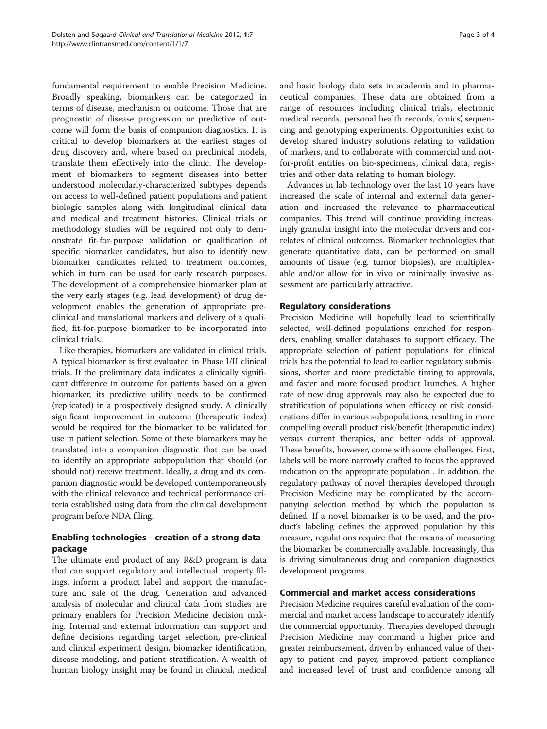fundamental requirement to enable Precision Medicine. Broadly speaking, biomarkers can be categorized in terms of disease, mechanism or outcome. Those that are prognostic of disease progression or predictive of outcome will form the basis of companion diagnostics. It is critical to develop biomarkers at the earliest stages of drug discovery and, where based on preclinical models, translate them effectively into the clinic. The development of biomarkers to segment diseases into better understood molecularly-characterized subtypes depends on access to well-defined patient populations and patient biologic samples along with longitudinal clinical data and medical and treatment histories. Clinical trials or methodology studies will be required not only to demonstrate fit-for-purpose validation or qualification of specific biomarker candidates, but also to identify new biomarker candidates related to treatment outcomes, which in turn can be used for early research purposes. The development of a comprehensive biomarker plan at the very early stages (e.g. lead development) of drug development enables the generation of appropriate preclinical and translational markers and delivery of a qualified, fit-for-purpose biomarker to be incorporated into clinical trials.

Like therapies, biomarkers are validated in clinical trials. A typical biomarker is first evaluated in Phase I/II clinical trials. If the preliminary data indicates a clinically significant difference in outcome for patients based on a given biomarker, its predictive utility needs to be confirmed (replicated) in a prospectively designed study. A clinically significant improvement in outcome (therapeutic index) would be required for the biomarker to be validated for use in patient selection. Some of these biomarkers may be translated into a companion diagnostic that can be used to identify an appropriate subpopulation that should (or should not) receive treatment. Ideally, a drug and its companion diagnostic would be developed contemporaneously with the clinical relevance and technical performance criteria established using data from the clinical development program before NDA filing.

## Enabling technologies - creation of a strong data package

The ultimate end product of any R&D program is data that can support regulatory and intellectual property filings, inform a product label and support the manufacture and sale of the drug. Generation and advanced analysis of molecular and clinical data from studies are primary enablers for Precision Medicine decision making. Internal and external information can support and define decisions regarding target selection, pre-clinical and clinical experiment design, biomarker identification, disease modeling, and patient stratification. A wealth of human biology insight may be found in clinical, medical and basic biology data sets in academia and in pharmaceutical companies. These data are obtained from a range of resources including clinical trials, electronic medical records, personal health records, 'omics', sequencing and genotyping experiments. Opportunities exist to develop shared industry solutions relating to validation of markers, and to collaborate with commercial and not-for-profit entities on bio-specimens, clinical data, registries and other data relating to human biology.

Advances in lab technology over the last 10 years have increased the scale of internal and external data generation and increased the relevance to pharmaceutical companies. This trend will continue providing increasingly granular insight into the molecular drivers and correlates of clinical outcomes. Biomarker technologies that generate quantitative data, can be performed on small amounts of tissue (e.g. tumor biopsies), are multiplexable and/or allow for in vivo or minimally invasive assessment are particularly attractive.

## Regulatory considerations

Precision Medicine will hopefully lead to scientifically selected, well-defined populations enriched for responders, enabling smaller databases to support efficacy. The appropriate selection of patient populations for clinical trials has the potential to lead to earlier regulatory submissions, shorter and more predictable timing to approvals, and faster and more focused product launches. A higher rate of new drug approvals may also be expected due to stratification of populations when efficacy or risk considerations differ in various subpopulations, resulting in more compelling overall product risk/benefit (therapeutic index) versus current therapies, and better odds of approval. These benefits, however, come with some challenges. First, labels will be more narrowly crafted to focus the approved indication on the appropriate population . In addition, the regulatory pathway of novel therapies developed through Precision Medicine may be complicated by the accompanying selection method by which the population is defined. If a novel biomarker is to be used, and the product's labeling defines the approved population by this measure, regulations require that the means of measuring the biomarker be commercially available. Increasingly, this is driving simultaneous drug and companion diagnostics development programs.

## Commercial and market access considerations

Precision Medicine requires careful evaluation of the commercial and market access landscape to accurately identify the commercial opportunity. Therapies developed through Precision Medicine may command a higher price and greater reimbursement, driven by enhanced value of therapy to patient and payer, improved patient compliance and increased level of trust and confidence among all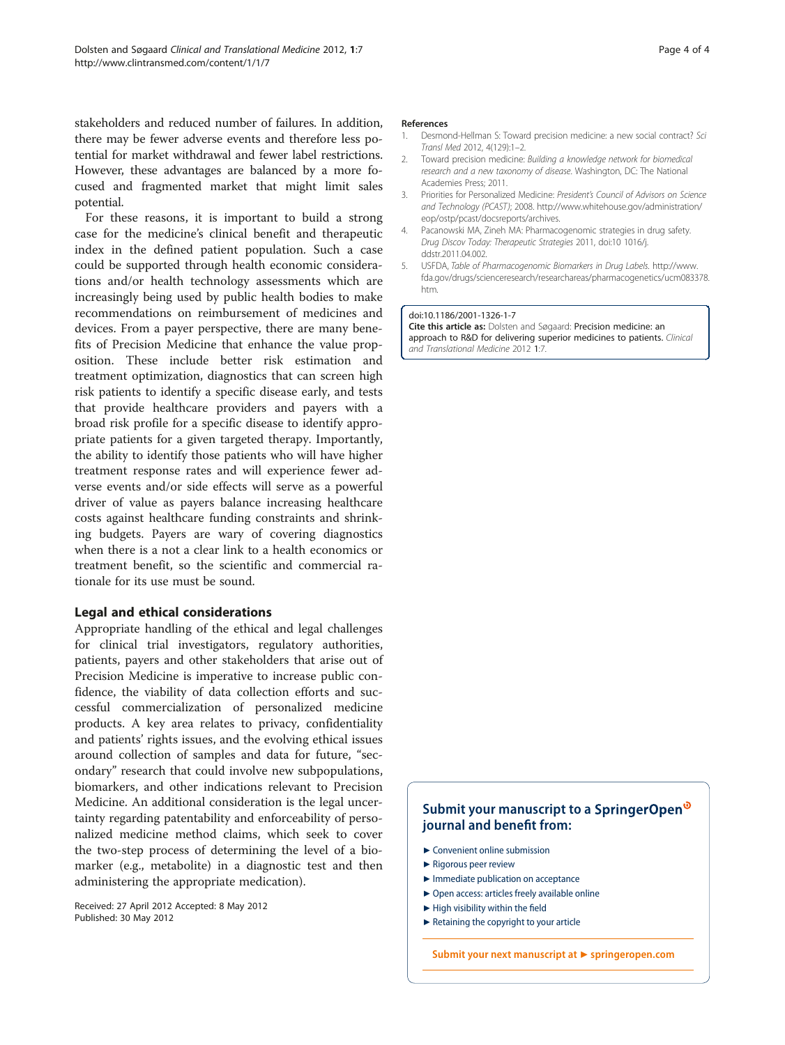stakeholders and reduced number of failures. In addition, there may be fewer adverse events and therefore less potential for market withdrawal and fewer label restrictions. However, these advantages are balanced by a more focused and fragmented market that might limit sales potential.

For these reasons, it is important to build a strong case for the medicine's clinical benefit and therapeutic index in the defined patient population. Such a case could be supported through health economic considerations and/or health technology assessments which are increasingly being used by public health bodies to make recommendations on reimbursement of medicines and devices. From a payer perspective, there are many benefits of Precision Medicine that enhance the value proposition. These include better risk estimation and treatment optimization, diagnostics that can screen high risk patients to identify a specific disease early, and tests that provide healthcare providers and payers with a broad risk profile for a specific disease to identify appropriate patients for a given targeted therapy. Importantly, the ability to identify those patients who will have higher treatment response rates and will experience fewer adverse events and/or side effects will serve as a powerful driver of value as payers balance increasing healthcare costs against healthcare funding constraints and shrinking budgets. Payers are wary of covering diagnostics when there is a not a clear link to a health economics or treatment benefit, so the scientific and commercial rationale for its use must be sound.

## Legal and ethical considerations

Appropriate handling of the ethical and legal challenges for clinical trial investigators, regulatory authorities, patients, payers and other stakeholders that arise out of Precision Medicine is imperative to increase public confidence, the viability of data collection efforts and successful commercialization of personalized medicine products. A key area relates to privacy, confidentiality and patients' rights issues, and the evolving ethical issues around collection of samples and data for future, "secondary" research that could involve new subpopulations, biomarkers, and other indications relevant to Precision Medicine. An additional consideration is the legal uncertainty regarding patentability and enforceability of personalized medicine method claims, which seek to cover the two-step process of determining the level of a biomarker (e.g., metabolite) in a diagnostic test and then administering the appropriate medication).

Received: 27 April 2012 Accepted: 8 May 2012
Published: 30 May 2012

## References

1. Desmond-Hellman S: Toward precision medicine: a new social contract? *Sci Transl Med* 2012, 4(129):1–2.
2. Toward precision medicine: *Building a knowledge network for biomedical research and a new taxonomy of disease.* Washington, DC: The National Academies Press; 2011.
3. Priorities for Personalized Medicine: *President's Council of Advisors on Science and Technology (PCAST)*; 2008. http://www.whitehouse.gov/administration/eop/ostp/pcast/docsreports/archives.
4. Pacanowski MA, Zineh MA: Pharmacogenomic strategies in drug safety. *Drug Discov Today: Therapeutic Strategies* 2011, doi:10 1016/j.ddstr.2011.04.002.
5. USFDA, *Table of Pharmacogenomic Biomarkers in Drug Labels.* http://www.fda.gov/drugs/scienceresearch/researchareas/pharmacogenetics/ucm083378.htm.

doi:10.1186/2001-1326-1-7
**Cite this article as:** Dolsten and Søgaard: Precision medicine: an approach to R&D for delivering superior medicines to patients. *Clinical and Translational Medicine* 2012 1:7.

**Submit your manuscript to a SpringerOpen journal and benefit from:**

- ► Convenient online submission
- ► Rigorous peer review
- ► Immediate publication on acceptance
- ► Open access: articles freely available online
- ► High visibility within the field
- ► Retaining the copyright to your article

**Submit your next manuscript at ► springeropen.com**